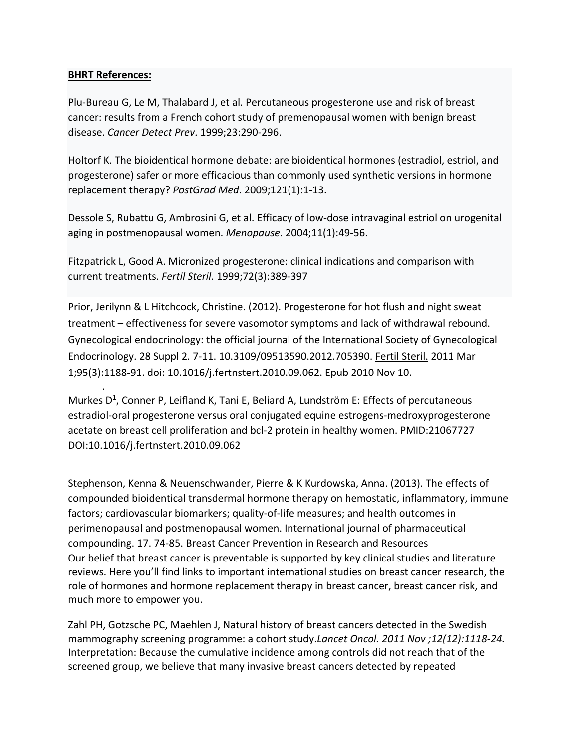**BHRT References:**

Plu-Bureau G, Le M, Thalabard J, et al. Percutaneous progesterone use and risk of breast cancer: results from a French cohort study of premenopausal women with benign breast disease. *Cancer Detect Prev*. 1999;23:290-296.

Holtorf K. The bioidentical hormone debate: are bioidentical hormones (estradiol, estriol, and progesterone) safer or more efficacious than commonly used synthetic versions in hormone replacement therapy? *PostGrad Med*. 2009;121(1):1-13.

Dessole S, Rubattu G, Ambrosini G, et al. Efficacy of low-dose intravaginal estriol on urogenital aging in postmenopausal women. *Menopause*. 2004;11(1):49-56.

Fitzpatrick L, Good A. Micronized progesterone: clinical indications and comparison with current treatments. *Fertil Steril*. 1999;72(3):389-397

Prior, Jerilynn & L Hitchcock, Christine. (2012). Progesterone for hot flush and night sweat treatment – effectiveness for severe vasomotor symptoms and lack of withdrawal rebound. Gynecological endocrinology: the official journal of the International Society of Gynecological Endocrinology. 28 Suppl 2. 7-11. 10.3109/09513590.2012.705390. Fertil Steril. 2011 Mar 1;95(3):1188-91. doi: 10.1016/j.fertnstert.2010.09.062. Epub 2010 Nov 10.

Murkes D[1], Conner P, Leifland K, Tani E, Beliard A, Lundström E: Effects of percutaneous estradiol-oral progesterone versus oral conjugated equine estrogens-medroxyprogesterone acetate on breast cell proliferation and bcl-2 protein in healthy women. PMID:21067727 DOI:10.1016/j.fertnstert.2010.09.062

Stephenson, Kenna & Neuenschwander, Pierre & K Kurdowska, Anna. (2013). The effects of compounded bioidentical transdermal hormone therapy on hemostatic, inflammatory, immune factors; cardiovascular biomarkers; quality-of-life measures; and health outcomes in perimenopausal and postmenopausal women. International journal of pharmaceutical compounding. 17. 74-85. Breast Cancer Prevention in Research and Resources
Our belief that breast cancer is preventable is supported by key clinical studies and literature reviews. Here you'll find links to important international studies on breast cancer research, the role of hormones and hormone replacement therapy in breast cancer, breast cancer risk, and much more to empower you.

Zahl PH, Gotzsche PC, Maehlen J, Natural history of breast cancers detected in the Swedish mammography screening programme: a cohort study.*Lancet Oncol. 2011 Nov ;12(12):1118-24.*
Interpretation: Because the cumulative incidence among controls did not reach that of the screened group, we believe that many invasive breast cancers detected by repeated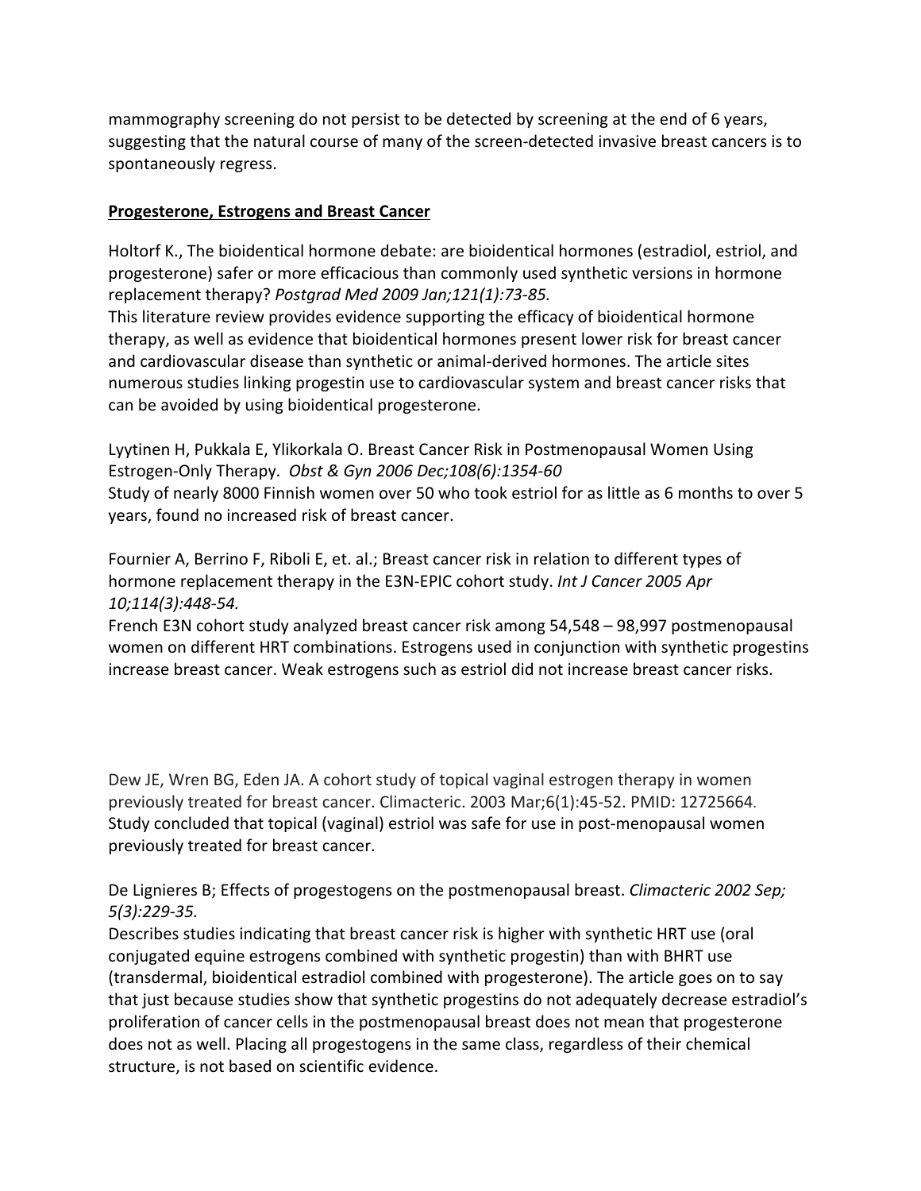mammography screening do not persist to be detected by screening at the end of 6 years, suggesting that the natural course of many of the screen-detected invasive breast cancers is to spontaneously regress.

## Progesterone, Estrogens and Breast Cancer

Holtorf K., The bioidentical hormone debate: are bioidentical hormones (estradiol, estriol, and progesterone) safer or more efficacious than commonly used synthetic versions in hormone replacement therapy? *Postgrad Med 2009 Jan;121(1):73-85.*
This literature review provides evidence supporting the efficacy of bioidentical hormone therapy, as well as evidence that bioidentical hormones present lower risk for breast cancer and cardiovascular disease than synthetic or animal-derived hormones. The article sites numerous studies linking progestin use to cardiovascular system and breast cancer risks that can be avoided by using bioidentical progesterone.

Lyytinen H, Pukkala E, Ylikorkala O. Breast Cancer Risk in Postmenopausal Women Using Estrogen-Only Therapy. *Obst & Gyn 2006 Dec;108(6):1354-60*
Study of nearly 8000 Finnish women over 50 who took estriol for as little as 6 months to over 5 years, found no increased risk of breast cancer.

Fournier A, Berrino F, Riboli E, et. al.; Breast cancer risk in relation to different types of hormone replacement therapy in the E3N-EPIC cohort study. *Int J Cancer 2005 Apr 10;114(3):448-54.*
French E3N cohort study analyzed breast cancer risk among 54,548 – 98,997 postmenopausal women on different HRT combinations. Estrogens used in conjunction with synthetic progestins increase breast cancer. Weak estrogens such as estriol did not increase breast cancer risks.

Dew JE, Wren BG, Eden JA. A cohort study of topical vaginal estrogen therapy in women previously treated for breast cancer. Climacteric. 2003 Mar;6(1):45-52. PMID: 12725664.
Study concluded that topical (vaginal) estriol was safe for use in post-menopausal women previously treated for breast cancer.

De Lignieres B; Effects of progestogens on the postmenopausal breast. *Climacteric 2002 Sep; 5(3):229-35.*
Describes studies indicating that breast cancer risk is higher with synthetic HRT use (oral conjugated equine estrogens combined with synthetic progestin) than with BHRT use (transdermal, bioidentical estradiol combined with progesterone). The article goes on to say that just because studies show that synthetic progestins do not adequately decrease estradiol's proliferation of cancer cells in the postmenopausal breast does not mean that progesterone does not as well. Placing all progestogens in the same class, regardless of their chemical structure, is not based on scientific evidence.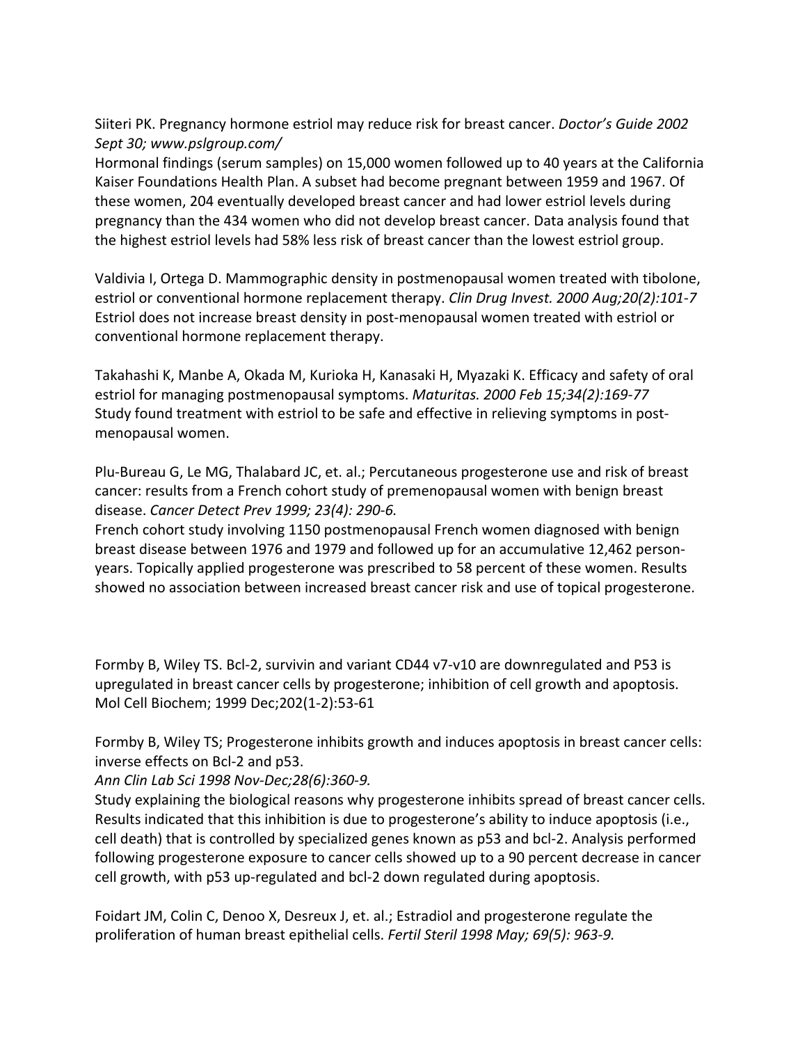Siiteri PK. Pregnancy hormone estriol may reduce risk for breast cancer. *Doctor's Guide 2002 Sept 30; www.pslgroup.com/*
Hormonal findings (serum samples) on 15,000 women followed up to 40 years at the California Kaiser Foundations Health Plan. A subset had become pregnant between 1959 and 1967. Of these women, 204 eventually developed breast cancer and had lower estriol levels during pregnancy than the 434 women who did not develop breast cancer. Data analysis found that the highest estriol levels had 58% less risk of breast cancer than the lowest estriol group.

Valdivia I, Ortega D. Mammographic density in postmenopausal women treated with tibolone, estriol or conventional hormone replacement therapy. *Clin Drug Invest. 2000 Aug;20(2):101-7*
Estriol does not increase breast density in post-menopausal women treated with estriol or conventional hormone replacement therapy.

Takahashi K, Manbe A, Okada M, Kurioka H, Kanasaki H, Myazaki K. Efficacy and safety of oral estriol for managing postmenopausal symptoms. *Maturitas. 2000 Feb 15;34(2):169-77*
Study found treatment with estriol to be safe and effective in relieving symptoms in post-menopausal women.

Plu-Bureau G, Le MG, Thalabard JC, et. al.; Percutaneous progesterone use and risk of breast cancer: results from a French cohort study of premenopausal women with benign breast disease. *Cancer Detect Prev 1999; 23(4): 290-6.*
French cohort study involving 1150 postmenopausal French women diagnosed with benign breast disease between 1976 and 1979 and followed up for an accumulative 12,462 person-years. Topically applied progesterone was prescribed to 58 percent of these women. Results showed no association between increased breast cancer risk and use of topical progesterone.

Formby B, Wiley TS. Bcl-2, survivin and variant CD44 v7-v10 are downregulated and P53 is upregulated in breast cancer cells by progesterone; inhibition of cell growth and apoptosis. Mol Cell Biochem; 1999 Dec;202(1-2):53-61

Formby B, Wiley TS; Progesterone inhibits growth and induces apoptosis in breast cancer cells: inverse effects on Bcl-2 and p53.
*Ann Clin Lab Sci 1998 Nov-Dec;28(6):360-9.*
Study explaining the biological reasons why progesterone inhibits spread of breast cancer cells. Results indicated that this inhibition is due to progesterone's ability to induce apoptosis (i.e., cell death) that is controlled by specialized genes known as p53 and bcl-2. Analysis performed following progesterone exposure to cancer cells showed up to a 90 percent decrease in cancer cell growth, with p53 up-regulated and bcl-2 down regulated during apoptosis.

Foidart JM, Colin C, Denoo X, Desreux J, et. al.; Estradiol and progesterone regulate the proliferation of human breast epithelial cells. *Fertil Steril 1998 May; 69(5): 963-9.*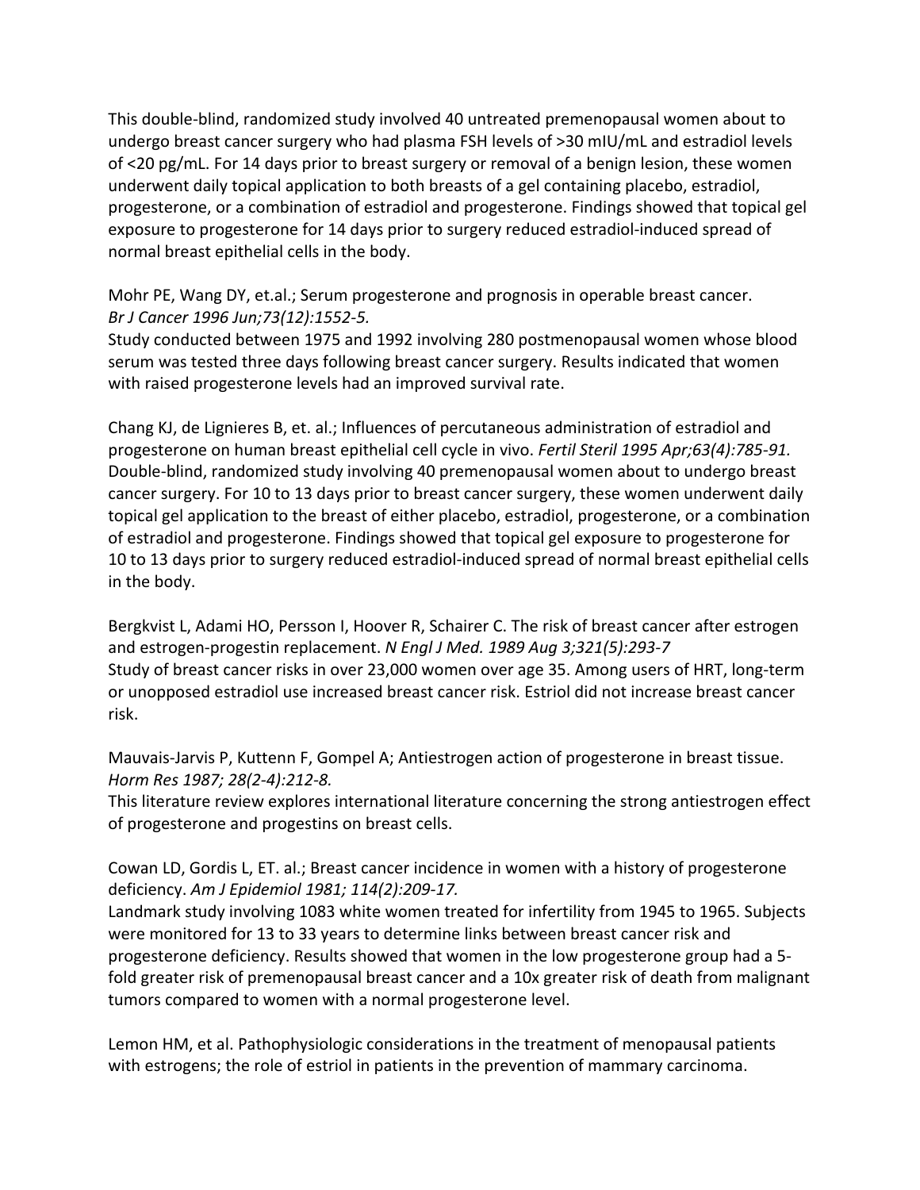This double-blind, randomized study involved 40 untreated premenopausal women about to undergo breast cancer surgery who had plasma FSH levels of >30 mIU/mL and estradiol levels of <20 pg/mL. For 14 days prior to breast surgery or removal of a benign lesion, these women underwent daily topical application to both breasts of a gel containing placebo, estradiol, progesterone, or a combination of estradiol and progesterone. Findings showed that topical gel exposure to progesterone for 14 days prior to surgery reduced estradiol-induced spread of normal breast epithelial cells in the body.

Mohr PE, Wang DY, et.al.; Serum progesterone and prognosis in operable breast cancer. *Br J Cancer 1996 Jun;73(12):1552-5.*
Study conducted between 1975 and 1992 involving 280 postmenopausal women whose blood serum was tested three days following breast cancer surgery. Results indicated that women with raised progesterone levels had an improved survival rate.

Chang KJ, de Lignieres B, et. al.; Influences of percutaneous administration of estradiol and progesterone on human breast epithelial cell cycle in vivo. *Fertil Steril 1995 Apr;63(4):785-91.*
Double-blind, randomized study involving 40 premenopausal women about to undergo breast cancer surgery. For 10 to 13 days prior to breast cancer surgery, these women underwent daily topical gel application to the breast of either placebo, estradiol, progesterone, or a combination of estradiol and progesterone. Findings showed that topical gel exposure to progesterone for 10 to 13 days prior to surgery reduced estradiol-induced spread of normal breast epithelial cells in the body.

Bergkvist L, Adami HO, Persson I, Hoover R, Schairer C. The risk of breast cancer after estrogen and estrogen-progestin replacement. *N Engl J Med. 1989 Aug 3;321(5):293-7*
Study of breast cancer risks in over 23,000 women over age 35. Among users of HRT, long-term or unopposed estradiol use increased breast cancer risk. Estriol did not increase breast cancer risk.

Mauvais-Jarvis P, Kuttenn F, Gompel A; Antiestrogen action of progesterone in breast tissue. *Horm Res 1987; 28(2-4):212-8.*
This literature review explores international literature concerning the strong antiestrogen effect of progesterone and progestins on breast cells.

Cowan LD, Gordis L, ET. al.; Breast cancer incidence in women with a history of progesterone deficiency. *Am J Epidemiol 1981; 114(2):209-17.*
Landmark study involving 1083 white women treated for infertility from 1945 to 1965. Subjects were monitored for 13 to 33 years to determine links between breast cancer risk and progesterone deficiency. Results showed that women in the low progesterone group had a 5-fold greater risk of premenopausal breast cancer and a 10x greater risk of death from malignant tumors compared to women with a normal progesterone level.

Lemon HM, et al. Pathophysiologic considerations in the treatment of menopausal patients with estrogens; the role of estriol in patients in the prevention of mammary carcinoma.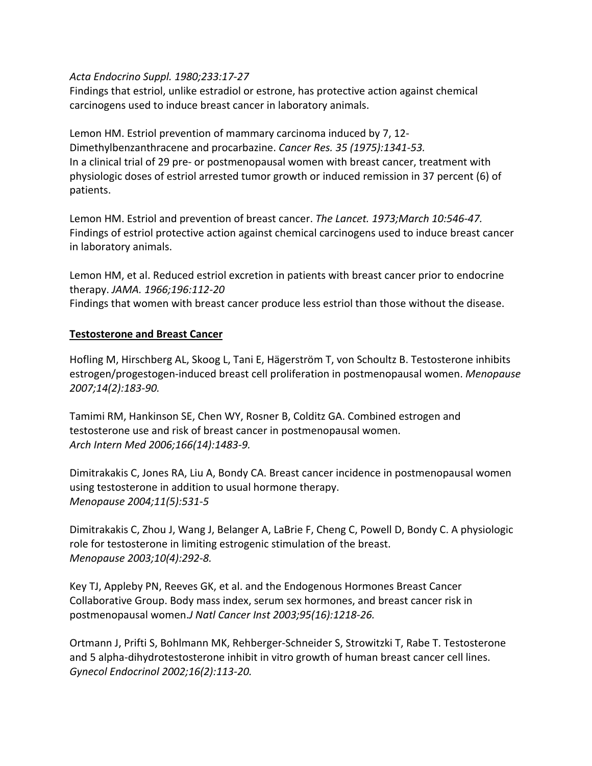*Acta Endocrino Suppl. 1980;233:17-27*
Findings that estriol, unlike estradiol or estrone, has protective action against chemical carcinogens used to induce breast cancer in laboratory animals.

Lemon HM. Estriol prevention of mammary carcinoma induced by 7, 12-Dimethylbenzanthracene and procarbazine. *Cancer Res. 35 (1975):1341-53.*
In a clinical trial of 29 pre- or postmenopausal women with breast cancer, treatment with physiologic doses of estriol arrested tumor growth or induced remission in 37 percent (6) of patients.

Lemon HM. Estriol and prevention of breast cancer. *The Lancet. 1973;March 10:546-47.*
Findings of estriol protective action against chemical carcinogens used to induce breast cancer in laboratory animals.

Lemon HM, et al. Reduced estriol excretion in patients with breast cancer prior to endocrine therapy. *JAMA. 1966;196:112-20*
Findings that women with breast cancer produce less estriol than those without the disease.

**<u>Testosterone and Breast Cancer</u>**

Hofling M, Hirschberg AL, Skoog L, Tani E, Hägerström T, von Schoultz B. Testosterone inhibits estrogen/progestogen-induced breast cell proliferation in postmenopausal women. *Menopause 2007;14(2):183-90.*

Tamimi RM, Hankinson SE, Chen WY, Rosner B, Colditz GA. Combined estrogen and testosterone use and risk of breast cancer in postmenopausal women.
*Arch Intern Med 2006;166(14):1483-9.*

Dimitrakakis C, Jones RA, Liu A, Bondy CA. Breast cancer incidence in postmenopausal women using testosterone in addition to usual hormone therapy.
*Menopause 2004;11(5):531-5*

Dimitrakakis C, Zhou J, Wang J, Belanger A, LaBrie F, Cheng C, Powell D, Bondy C. A physiologic role for testosterone in limiting estrogenic stimulation of the breast.
*Menopause 2003;10(4):292-8.*

Key TJ, Appleby PN, Reeves GK, et al. and the Endogenous Hormones Breast Cancer Collaborative Group. Body mass index, serum sex hormones, and breast cancer risk in postmenopausal women.*J Natl Cancer Inst 2003;95(16):1218-26.*

Ortmann J, Prifti S, Bohlmann MK, Rehberger-Schneider S, Strowitzki T, Rabe T. Testosterone and 5 alpha-dihydrotestosterone inhibit in vitro growth of human breast cancer cell lines.
*Gynecol Endocrinol 2002;16(2):113-20.*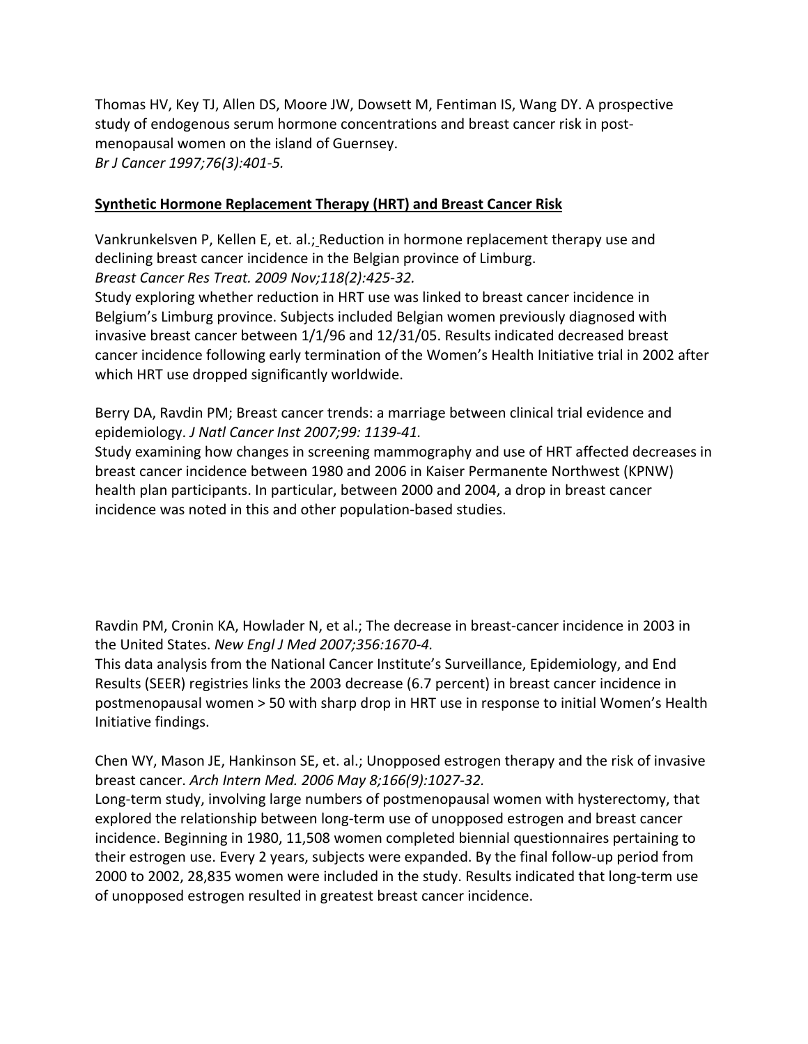Thomas HV, Key TJ, Allen DS, Moore JW, Dowsett M, Fentiman IS, Wang DY. A prospective study of endogenous serum hormone concentrations and breast cancer risk in post-menopausal women on the island of Guernsey.
*Br J Cancer 1997;76(3):401-5.*

**Synthetic Hormone Replacement Therapy (HRT) and Breast Cancer Risk**

Vankrunkelsven P, Kellen E, et. al.; Reduction in hormone replacement therapy use and declining breast cancer incidence in the Belgian province of Limburg.
*Breast Cancer Res Treat. 2009 Nov;118(2):425-32.*
Study exploring whether reduction in HRT use was linked to breast cancer incidence in Belgium's Limburg province. Subjects included Belgian women previously diagnosed with invasive breast cancer between 1/1/96 and 12/31/05. Results indicated decreased breast cancer incidence following early termination of the Women's Health Initiative trial in 2002 after which HRT use dropped significantly worldwide.

Berry DA, Ravdin PM; Breast cancer trends: a marriage between clinical trial evidence and epidemiology. *J Natl Cancer Inst 2007;99: 1139-41.*
Study examining how changes in screening mammography and use of HRT affected decreases in breast cancer incidence between 1980 and 2006 in Kaiser Permanente Northwest (KPNW) health plan participants. In particular, between 2000 and 2004, a drop in breast cancer incidence was noted in this and other population-based studies.

Ravdin PM, Cronin KA, Howlader N, et al.; The decrease in breast-cancer incidence in 2003 in the United States. *New Engl J Med 2007;356:1670-4.*
This data analysis from the National Cancer Institute's Surveillance, Epidemiology, and End Results (SEER) registries links the 2003 decrease (6.7 percent) in breast cancer incidence in postmenopausal women > 50 with sharp drop in HRT use in response to initial Women's Health Initiative findings.

Chen WY, Mason JE, Hankinson SE, et. al.; Unopposed estrogen therapy and the risk of invasive breast cancer. *Arch Intern Med. 2006 May 8;166(9):1027-32.*
Long-term study, involving large numbers of postmenopausal women with hysterectomy, that explored the relationship between long-term use of unopposed estrogen and breast cancer incidence. Beginning in 1980, 11,508 women completed biennial questionnaires pertaining to their estrogen use. Every 2 years, subjects were expanded. By the final follow-up period from 2000 to 2002, 28,835 women were included in the study. Results indicated that long-term use of unopposed estrogen resulted in greatest breast cancer incidence.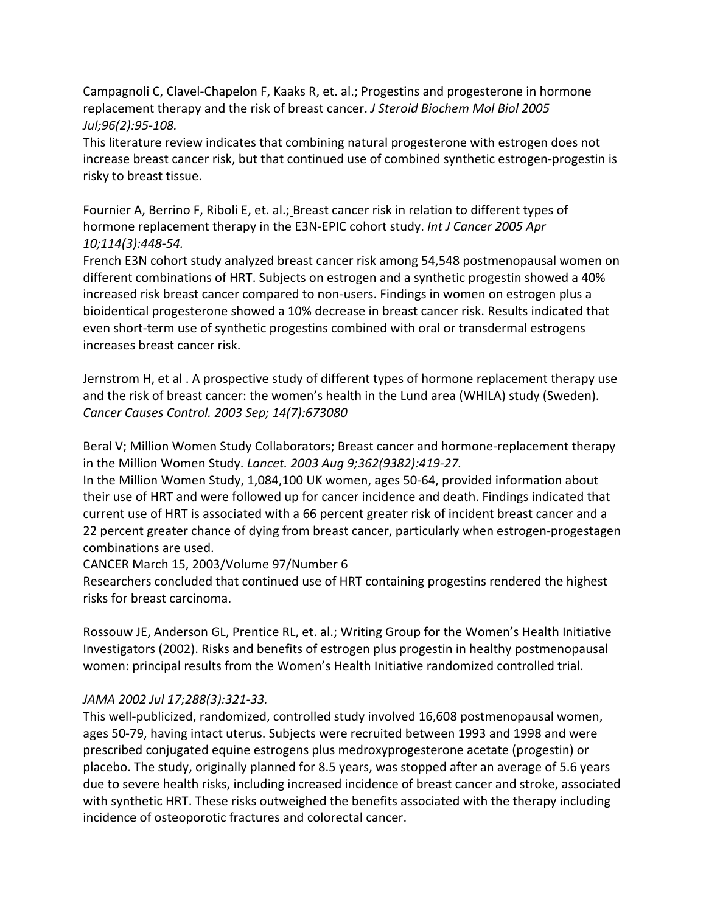Campagnoli C, Clavel-Chapelon F, Kaaks R, et. al.; Progestins and progesterone in hormone replacement therapy and the risk of breast cancer. *J Steroid Biochem Mol Biol 2005 Jul;96(2):95-108.*
This literature review indicates that combining natural progesterone with estrogen does not increase breast cancer risk, but that continued use of combined synthetic estrogen-progestin is risky to breast tissue.

Fournier A, Berrino F, Riboli E, et. al.; Breast cancer risk in relation to different types of hormone replacement therapy in the E3N-EPIC cohort study. *Int J Cancer 2005 Apr 10;114(3):448-54.*
French E3N cohort study analyzed breast cancer risk among 54,548 postmenopausal women on different combinations of HRT. Subjects on estrogen and a synthetic progestin showed a 40% increased risk breast cancer compared to non-users. Findings in women on estrogen plus a bioidentical progesterone showed a 10% decrease in breast cancer risk. Results indicated that even short-term use of synthetic progestins combined with oral or transdermal estrogens increases breast cancer risk.

Jernstrom H, et al . A prospective study of different types of hormone replacement therapy use and the risk of breast cancer: the women's health in the Lund area (WHILA) study (Sweden). *Cancer Causes Control. 2003 Sep; 14(7):673080*

Beral V; Million Women Study Collaborators; Breast cancer and hormone-replacement therapy in the Million Women Study. *Lancet. 2003 Aug 9;362(9382):419-27.*
In the Million Women Study, 1,084,100 UK women, ages 50-64, provided information about their use of HRT and were followed up for cancer incidence and death. Findings indicated that current use of HRT is associated with a 66 percent greater risk of incident breast cancer and a 22 percent greater chance of dying from breast cancer, particularly when estrogen-progestagen combinations are used.
CANCER March 15, 2003/Volume 97/Number 6
Researchers concluded that continued use of HRT containing progestins rendered the highest risks for breast carcinoma.

Rossouw JE, Anderson GL, Prentice RL, et. al.; Writing Group for the Women's Health Initiative Investigators (2002). Risks and benefits of estrogen plus progestin in healthy postmenopausal women: principal results from the Women's Health Initiative randomized controlled trial.

*JAMA 2002 Jul 17;288(3):321-33.*
This well-publicized, randomized, controlled study involved 16,608 postmenopausal women, ages 50-79, having intact uterus. Subjects were recruited between 1993 and 1998 and were prescribed conjugated equine estrogens plus medroxyprogesterone acetate (progestin) or placebo. The study, originally planned for 8.5 years, was stopped after an average of 5.6 years due to severe health risks, including increased incidence of breast cancer and stroke, associated with synthetic HRT. These risks outweighed the benefits associated with the therapy including incidence of osteoporotic fractures and colorectal cancer.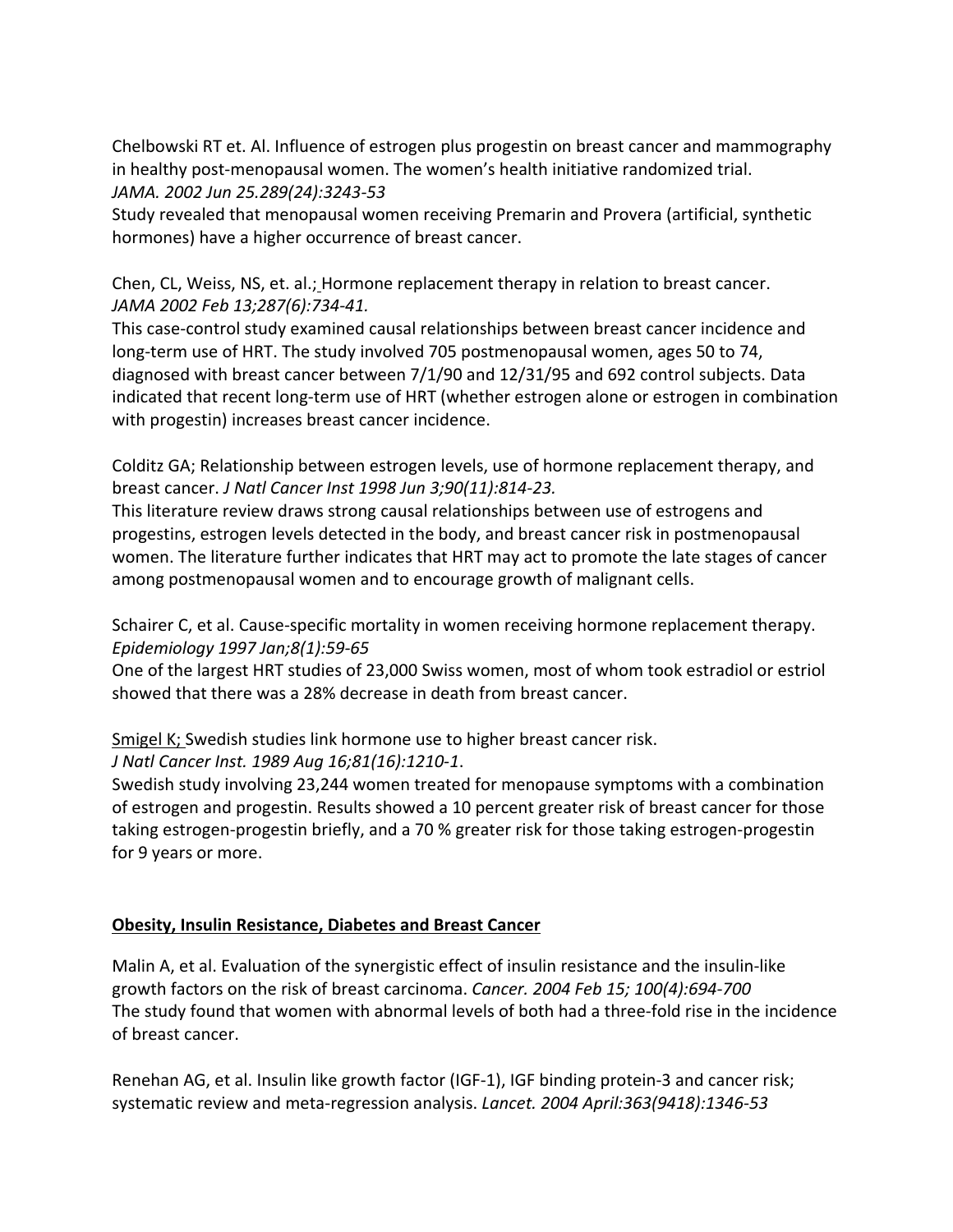Chelbowski RT et. Al. Influence of estrogen plus progestin on breast cancer and mammography in healthy post-menopausal women. The women's health initiative randomized trial. *JAMA. 2002 Jun 25.289(24):3243-53*
Study revealed that menopausal women receiving Premarin and Provera (artificial, synthetic hormones) have a higher occurrence of breast cancer.

Chen, CL, Weiss, NS, et. al.; Hormone replacement therapy in relation to breast cancer. *JAMA 2002 Feb 13;287(6):734-41.*
This case-control study examined causal relationships between breast cancer incidence and long-term use of HRT. The study involved 705 postmenopausal women, ages 50 to 74, diagnosed with breast cancer between 7/1/90 and 12/31/95 and 692 control subjects. Data indicated that recent long-term use of HRT (whether estrogen alone or estrogen in combination with progestin) increases breast cancer incidence.

Colditz GA; Relationship between estrogen levels, use of hormone replacement therapy, and breast cancer. *J Natl Cancer Inst 1998 Jun 3;90(11):814-23.*
This literature review draws strong causal relationships between use of estrogens and progestins, estrogen levels detected in the body, and breast cancer risk in postmenopausal women. The literature further indicates that HRT may act to promote the late stages of cancer among postmenopausal women and to encourage growth of malignant cells.

Schairer C, et al. Cause-specific mortality in women receiving hormone replacement therapy. *Epidemiology 1997 Jan;8(1):59-65*
One of the largest HRT studies of 23,000 Swiss women, most of whom took estradiol or estriol showed that there was a 28% decrease in death from breast cancer.

Smigel K; Swedish studies link hormone use to higher breast cancer risk.
*J Natl Cancer Inst. 1989 Aug 16;81(16):1210-1*.
Swedish study involving 23,244 women treated for menopause symptoms with a combination of estrogen and progestin. Results showed a 10 percent greater risk of breast cancer for those taking estrogen-progestin briefly, and a 70 % greater risk for those taking estrogen-progestin for 9 years or more.

**Obesity, Insulin Resistance, Diabetes and Breast Cancer**

Malin A, et al. Evaluation of the synergistic effect of insulin resistance and the insulin-like growth factors on the risk of breast carcinoma. *Cancer. 2004 Feb 15; 100(4):694-700*
The study found that women with abnormal levels of both had a three-fold rise in the incidence of breast cancer.

Renehan AG, et al. Insulin like growth factor (IGF-1), IGF binding protein-3 and cancer risk; systematic review and meta-regression analysis. *Lancet. 2004 April:363(9418):1346-53*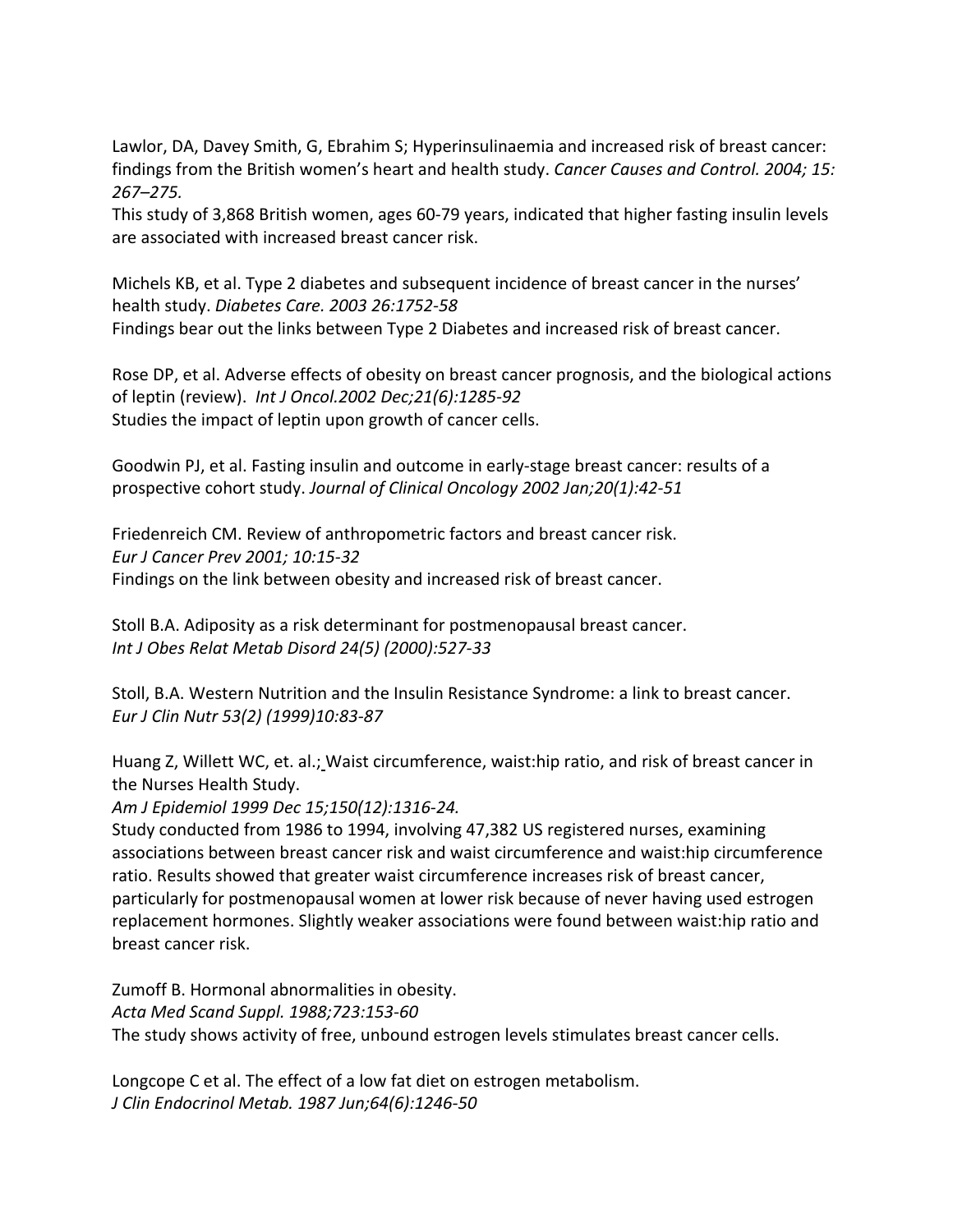Lawlor, DA, Davey Smith, G, Ebrahim S; Hyperinsulinaemia and increased risk of breast cancer: findings from the British women's heart and health study. *Cancer Causes and Control. 2004; 15: 267–275.*
This study of 3,868 British women, ages 60-79 years, indicated that higher fasting insulin levels are associated with increased breast cancer risk.

Michels KB, et al. Type 2 diabetes and subsequent incidence of breast cancer in the nurses' health study. *Diabetes Care. 2003 26:1752-58*
Findings bear out the links between Type 2 Diabetes and increased risk of breast cancer.

Rose DP, et al. Adverse effects of obesity on breast cancer prognosis, and the biological actions of leptin (review). *Int J Oncol.2002 Dec;21(6):1285-92*
Studies the impact of leptin upon growth of cancer cells.

Goodwin PJ, et al. Fasting insulin and outcome in early-stage breast cancer: results of a prospective cohort study. *Journal of Clinical Oncology 2002 Jan;20(1):42-51*

Friedenreich CM. Review of anthropometric factors and breast cancer risk.
*Eur J Cancer Prev 2001; 10:15-32*
Findings on the link between obesity and increased risk of breast cancer.

Stoll B.A. Adiposity as a risk determinant for postmenopausal breast cancer.
*Int J Obes Relat Metab Disord 24(5) (2000):527-33*

Stoll, B.A. Western Nutrition and the Insulin Resistance Syndrome: a link to breast cancer.
*Eur J Clin Nutr 53(2) (1999)10:83-87*

Huang Z, Willett WC, et. al.; Waist circumference, waist:hip ratio, and risk of breast cancer in the Nurses Health Study.
*Am J Epidemiol 1999 Dec 15;150(12):1316-24.*
Study conducted from 1986 to 1994, involving 47,382 US registered nurses, examining associations between breast cancer risk and waist circumference and waist:hip circumference ratio. Results showed that greater waist circumference increases risk of breast cancer, particularly for postmenopausal women at lower risk because of never having used estrogen replacement hormones. Slightly weaker associations were found between waist:hip ratio and breast cancer risk.

Zumoff B. Hormonal abnormalities in obesity.
*Acta Med Scand Suppl. 1988;723:153-60*
The study shows activity of free, unbound estrogen levels stimulates breast cancer cells.

Longcope C et al. The effect of a low fat diet on estrogen metabolism.
*J Clin Endocrinol Metab. 1987 Jun;64(6):1246-50*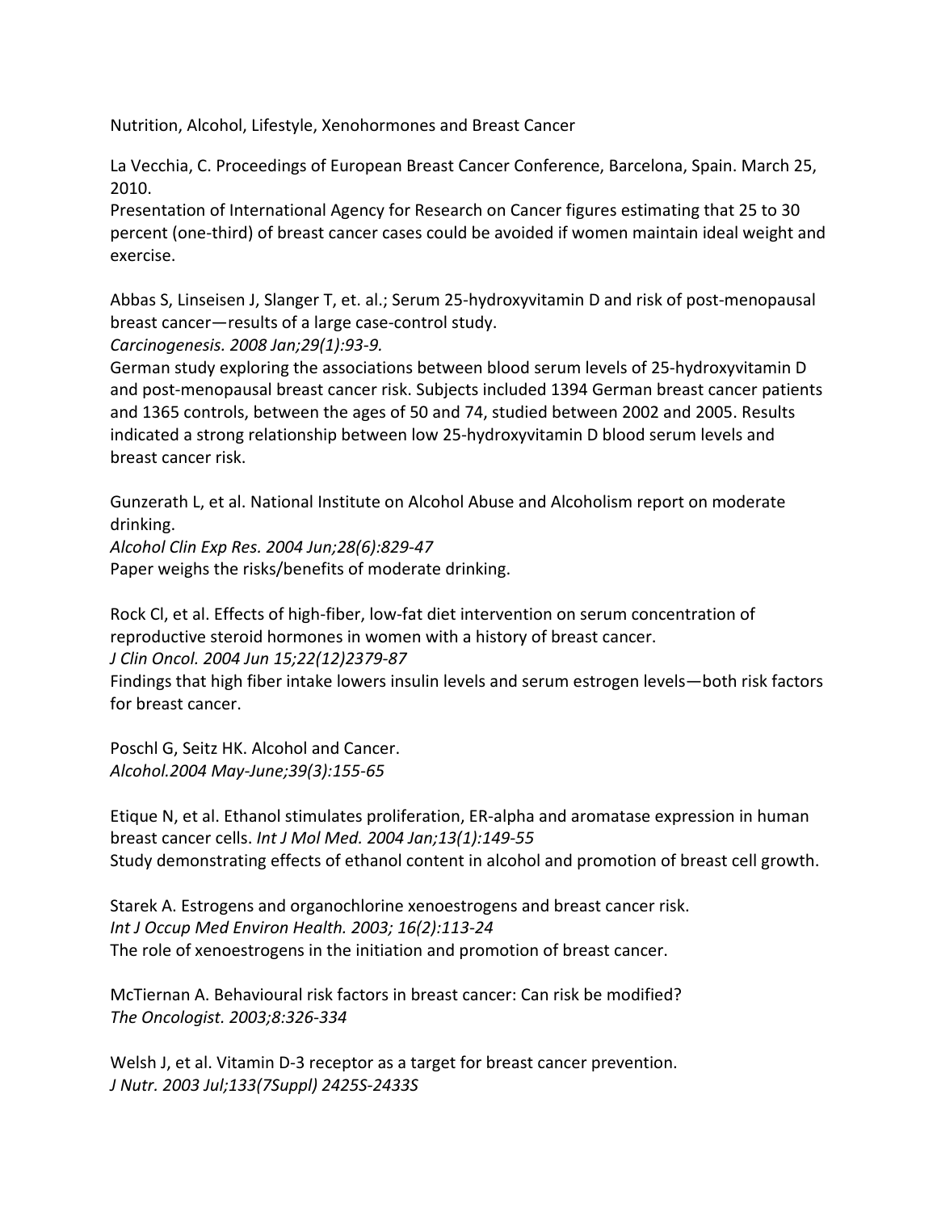Nutrition, Alcohol, Lifestyle, Xenohormones and Breast Cancer

La Vecchia, C. Proceedings of European Breast Cancer Conference, Barcelona, Spain. March 25, 2010.
Presentation of International Agency for Research on Cancer figures estimating that 25 to 30 percent (one-third) of breast cancer cases could be avoided if women maintain ideal weight and exercise.

Abbas S, Linseisen J, Slanger T, et. al.; Serum 25-hydroxyvitamin D and risk of post-menopausal breast cancer—results of a large case-control study.
*Carcinogenesis. 2008 Jan;29(1):93-9.*
German study exploring the associations between blood serum levels of 25-hydroxyvitamin D and post-menopausal breast cancer risk. Subjects included 1394 German breast cancer patients and 1365 controls, between the ages of 50 and 74, studied between 2002 and 2005. Results indicated a strong relationship between low 25-hydroxyvitamin D blood serum levels and breast cancer risk.

Gunzerath L, et al. National Institute on Alcohol Abuse and Alcoholism report on moderate drinking.
*Alcohol Clin Exp Res. 2004 Jun;28(6):829-47*
Paper weighs the risks/benefits of moderate drinking.

Rock Cl, et al. Effects of high-fiber, low-fat diet intervention on serum concentration of reproductive steroid hormones in women with a history of breast cancer.
*J Clin Oncol. 2004 Jun 15;22(12)2379-87*
Findings that high fiber intake lowers insulin levels and serum estrogen levels—both risk factors for breast cancer.

Poschl G, Seitz HK. Alcohol and Cancer.
*Alcohol.2004 May-June;39(3):155-65*

Etique N, et al. Ethanol stimulates proliferation, ER-alpha and aromatase expression in human breast cancer cells. *Int J Mol Med. 2004 Jan;13(1):149-55*
Study demonstrating effects of ethanol content in alcohol and promotion of breast cell growth.

Starek A. Estrogens and organochlorine xenoestrogens and breast cancer risk.
*Int J Occup Med Environ Health. 2003; 16(2):113-24*
The role of xenoestrogens in the initiation and promotion of breast cancer.

McTiernan A. Behavioural risk factors in breast cancer: Can risk be modified?
*The Oncologist. 2003;8:326-334*

Welsh J, et al. Vitamin D-3 receptor as a target for breast cancer prevention.
*J Nutr. 2003 Jul;133(7Suppl) 2425S-2433S*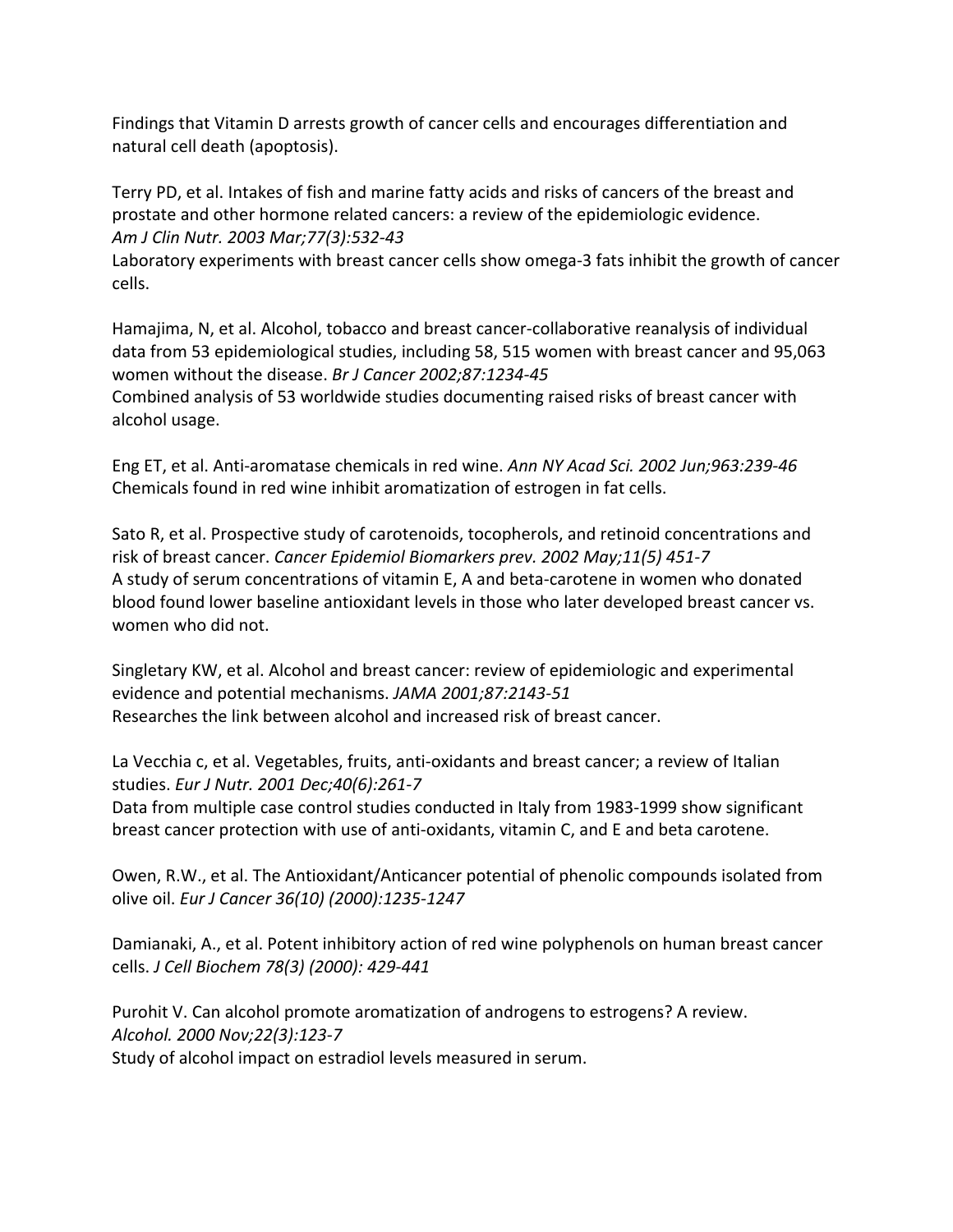Findings that Vitamin D arrests growth of cancer cells and encourages differentiation and natural cell death (apoptosis).

Terry PD, et al. Intakes of fish and marine fatty acids and risks of cancers of the breast and prostate and other hormone related cancers: a review of the epidemiologic evidence. *Am J Clin Nutr. 2003 Mar;77(3):532-43*
Laboratory experiments with breast cancer cells show omega-3 fats inhibit the growth of cancer cells.

Hamajima, N, et al. Alcohol, tobacco and breast cancer-collaborative reanalysis of individual data from 53 epidemiological studies, including 58, 515 women with breast cancer and 95,063 women without the disease. *Br J Cancer 2002;87:1234-45*
Combined analysis of 53 worldwide studies documenting raised risks of breast cancer with alcohol usage.

Eng ET, et al. Anti-aromatase chemicals in red wine. *Ann NY Acad Sci. 2002 Jun;963:239-46*
Chemicals found in red wine inhibit aromatization of estrogen in fat cells.

Sato R, et al. Prospective study of carotenoids, tocopherols, and retinoid concentrations and risk of breast cancer. *Cancer Epidemiol Biomarkers prev. 2002 May;11(5) 451-7*
A study of serum concentrations of vitamin E, A and beta-carotene in women who donated blood found lower baseline antioxidant levels in those who later developed breast cancer vs. women who did not.

Singletary KW, et al. Alcohol and breast cancer: review of epidemiologic and experimental evidence and potential mechanisms. *JAMA 2001;87:2143-51*
Researches the link between alcohol and increased risk of breast cancer.

La Vecchia c, et al. Vegetables, fruits, anti-oxidants and breast cancer; a review of Italian studies. *Eur J Nutr. 2001 Dec;40(6):261-7*
Data from multiple case control studies conducted in Italy from 1983-1999 show significant breast cancer protection with use of anti-oxidants, vitamin C, and E and beta carotene.

Owen, R.W., et al. The Antioxidant/Anticancer potential of phenolic compounds isolated from olive oil. *Eur J Cancer 36(10) (2000):1235-1247*

Damianaki, A., et al. Potent inhibitory action of red wine polyphenols on human breast cancer cells. *J Cell Biochem 78(3) (2000): 429-441*

Purohit V. Can alcohol promote aromatization of androgens to estrogens? A review. *Alcohol. 2000 Nov;22(3):123-7*
Study of alcohol impact on estradiol levels measured in serum.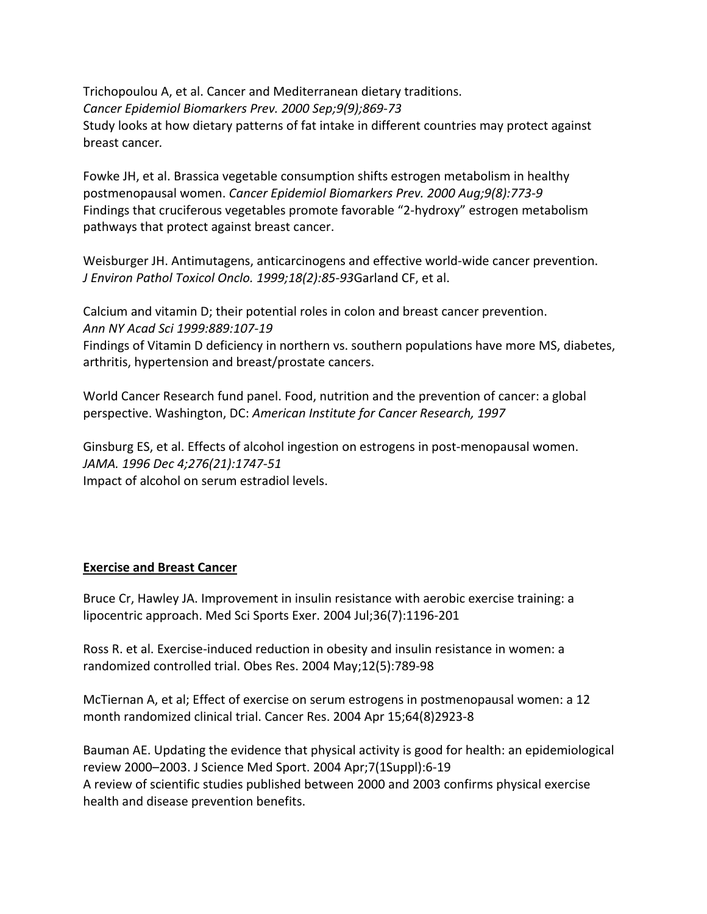Trichopoulou A, et al. Cancer and Mediterranean dietary traditions.
*Cancer Epidemiol Biomarkers Prev. 2000 Sep;9(9);869-73*
Study looks at how dietary patterns of fat intake in different countries may protect against breast cancer.

Fowke JH, et al. Brassica vegetable consumption shifts estrogen metabolism in healthy postmenopausal women. *Cancer Epidemiol Biomarkers Prev. 2000 Aug;9(8):773-9*
Findings that cruciferous vegetables promote favorable "2-hydroxy" estrogen metabolism pathways that protect against breast cancer.

Weisburger JH. Antimutagens, anticarcinogens and effective world-wide cancer prevention.
*J Environ Pathol Toxicol Onclo. 1999;18(2):85-93*Garland CF, et al.

Calcium and vitamin D; their potential roles in colon and breast cancer prevention.
*Ann NY Acad Sci 1999:889:107-19*
Findings of Vitamin D deficiency in northern vs. southern populations have more MS, diabetes, arthritis, hypertension and breast/prostate cancers.

World Cancer Research fund panel. Food, nutrition and the prevention of cancer: a global perspective. Washington, DC: *American Institute for Cancer Research, 1997*

Ginsburg ES, et al. Effects of alcohol ingestion on estrogens in post-menopausal women.
*JAMA. 1996 Dec 4;276(21):1747-51*
Impact of alcohol on serum estradiol levels.

## Exercise and Breast Cancer

Bruce Cr, Hawley JA. Improvement in insulin resistance with aerobic exercise training: a lipocentric approach. Med Sci Sports Exer. 2004 Jul;36(7):1196-201

Ross R. et al. Exercise-induced reduction in obesity and insulin resistance in women: a randomized controlled trial. Obes Res. 2004 May;12(5):789-98

McTiernan A, et al; Effect of exercise on serum estrogens in postmenopausal women: a 12 month randomized clinical trial. Cancer Res. 2004 Apr 15;64(8)2923-8

Bauman AE. Updating the evidence that physical activity is good for health: an epidemiological review 2000–2003. J Science Med Sport. 2004 Apr;7(1Suppl):6-19
A review of scientific studies published between 2000 and 2003 confirms physical exercise health and disease prevention benefits.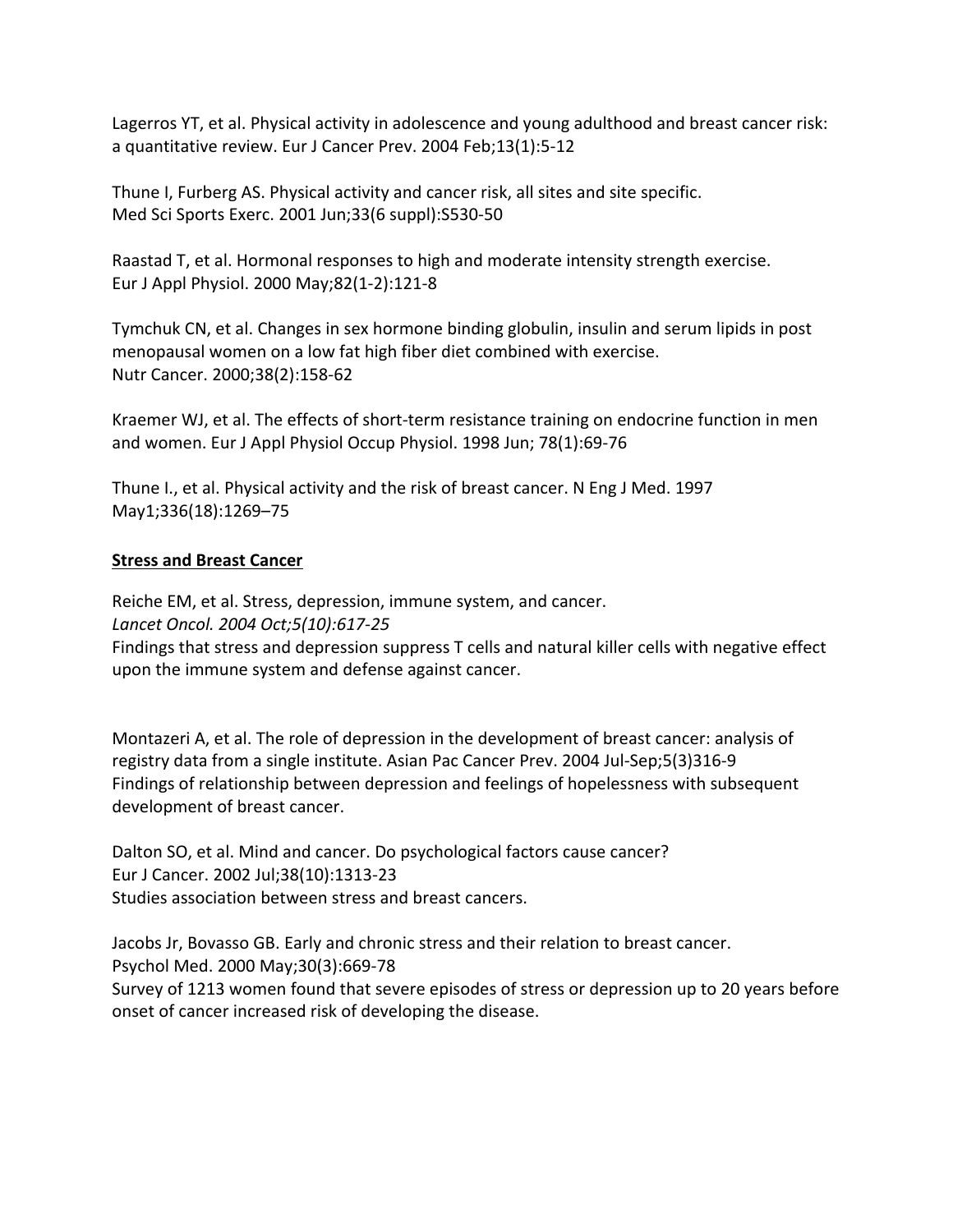Lagerros YT, et al. Physical activity in adolescence and young adulthood and breast cancer risk: a quantitative review. Eur J Cancer Prev. 2004 Feb;13(1):5-12

Thune I, Furberg AS. Physical activity and cancer risk, all sites and site specific. Med Sci Sports Exerc. 2001 Jun;33(6 suppl):S530-50

Raastad T, et al. Hormonal responses to high and moderate intensity strength exercise. Eur J Appl Physiol. 2000 May;82(1-2):121-8

Tymchuk CN, et al. Changes in sex hormone binding globulin, insulin and serum lipids in post menopausal women on a low fat high fiber diet combined with exercise. Nutr Cancer. 2000;38(2):158-62

Kraemer WJ, et al. The effects of short-term resistance training on endocrine function in men and women. Eur J Appl Physiol Occup Physiol. 1998 Jun; 78(1):69-76

Thune I., et al. Physical activity and the risk of breast cancer. N Eng J Med. 1997 May1;336(18):1269–75

**Stress and Breast Cancer**

Reiche EM, et al. Stress, depression, immune system, and cancer.
*Lancet Oncol. 2004 Oct;5(10):617-25*
Findings that stress and depression suppress T cells and natural killer cells with negative effect upon the immune system and defense against cancer.

Montazeri A, et al. The role of depression in the development of breast cancer: analysis of registry data from a single institute. Asian Pac Cancer Prev. 2004 Jul-Sep;5(3)316-9
Findings of relationship between depression and feelings of hopelessness with subsequent development of breast cancer.

Dalton SO, et al. Mind and cancer. Do psychological factors cause cancer?
Eur J Cancer. 2002 Jul;38(10):1313-23
Studies association between stress and breast cancers.

Jacobs Jr, Bovasso GB. Early and chronic stress and their relation to breast cancer.
Psychol Med. 2000 May;30(3):669-78
Survey of 1213 women found that severe episodes of stress or depression up to 20 years before onset of cancer increased risk of developing the disease.